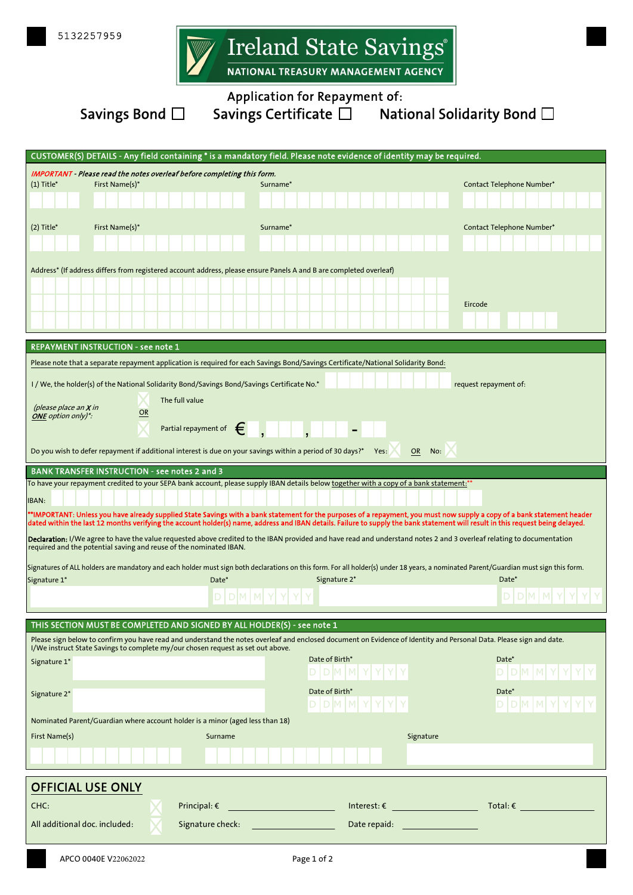5132257959

# Ireland State Savings®
**NATIONAL TREASURY MANAGEMENT AGENCY**

## Application for Repayment of:

Savings Bond ☐ Savings Certificate ☐ National Solidarity Bond ☐

### CUSTOMER(S) DETAILS - Any field containing * is a mandatory field. Please note evidence of identity may be required.

*IMPORTANT - Please read the notes overleaf before completing this form.*

(1) Title* First Name(s)* Surname* Contact Telephone Number*

(2) Title* First Name(s)* Surname* Contact Telephone Number*

Address* (If address differs from registered account address, please ensure Panels A and B are completed overleaf)

Eircode

### REPAYMENT INSTRUCTION - see note 1

Please note that a separate repayment application is required for each Savings Bond/Savings Certificate/National Solidarity Bond:

I / We, the holder(s) of the National Solidarity Bond/Savings Bond/Savings Certificate No.* request repayment of:

*(please place an **X** in **ONE** option only)*:

☐ The full value

OR

☐ Partial repayment of € __ , ___ , ___ - __

Do you wish to defer repayment if additional interest is due on your savings within a period of 30 days?* Yes: ☐ OR No: ☐

### BANK TRANSFER INSTRUCTION - see notes 2 and 3

To have your repayment credited to your SEPA bank account, please supply IBAN details below together with a copy of a bank statement:**

IBAN:

**IMPORTANT: Unless you have already supplied State Savings with a bank statement for the purposes of a repayment, you must now supply a copy of a bank statement header dated within the last 12 months verifying the account holder(s) name, address and IBAN details. Failure to supply the bank statement will result in this request being delayed.

**Declaration:** I/We agree to have the value requested above credited to the IBAN provided and have read and understand notes 2 and 3 overleaf relating to documentation required and the potential saving and reuse of the nominated IBAN.

Signatures of ALL holders are mandatory and each holder must sign both declarations on this form. For all holder(s) under 18 years, a nominated Parent/Guardian must sign this form.

Signature 1* Date* DDMMYYYY Signature 2* Date* DDMMYYYY

### THIS SECTION MUST BE COMPLETED AND SIGNED BY ALL HOLDER(S) - see note 1

Please sign below to confirm you have read and understand the notes overleaf and enclosed document on Evidence of Identity and Personal Data. Please sign and date. I/We instruct State Savings to complete my/our chosen request as set out above.

Signature 1* Date of Birth* DDMMYYYY Date* DDMMYYYY

Signature 2* Date of Birth* DDMMYYYY Date* DDMMYYYY

Nominated Parent/Guardian where account holder is a minor (aged less than 18)

First Name(s) Surname Signature

### OFFICIAL USE ONLY

CHC: ☐ Principal: € ________ Interest: € ________ Total: € ________

All additional doc. included: ☐ Signature check: ________ Date repaid: ________

APCO 0040E V22062022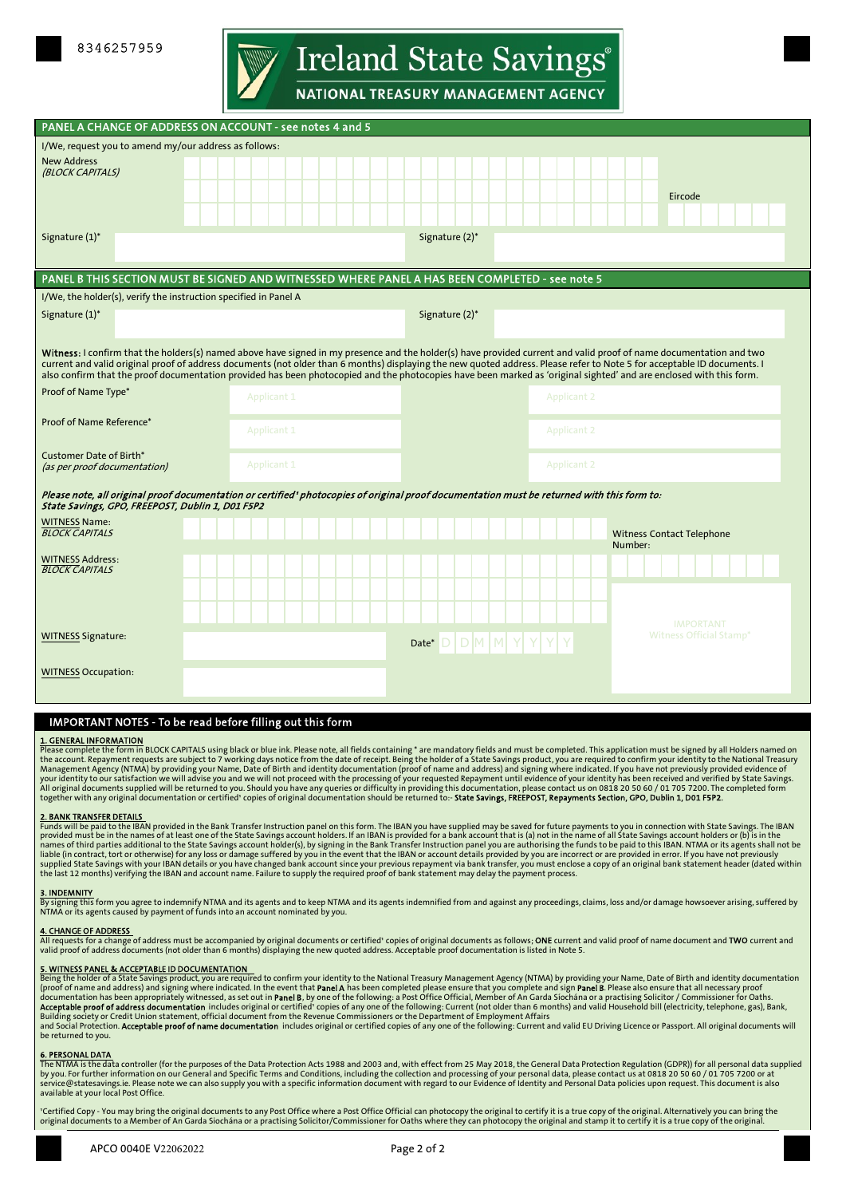8346257959

# Ireland State Savings®

NATIONAL TREASURY MANAGEMENT AGENCY

## PANEL A CHANGE OF ADDRESS ON ACCOUNT - see notes 4 and 5

I/We, request you to amend my/our address as follows:

New Address
*(BLOCK CAPITALS)*

Eircode

Signature (1)*

Signature (2)*

## PANEL B THIS SECTION MUST BE SIGNED AND WITNESSED WHERE PANEL A HAS BEEN COMPLETED - see note 5

I/We, the holder(s), verify the instruction specified in Panel A

Signature (1)*

Signature (2)*

**Witness:** I confirm that the holders(s) named above have signed in my presence and the holder(s) have provided current and valid proof of name documentation and two current and valid original proof of address documents (not older than 6 months) displaying the new quoted address. Please refer to Note 5 for acceptable ID documents. I also confirm that the proof documentation provided has been photocopied and the photocopies have been marked as 'original sighted' and are enclosed with this form.

| | | |
|---|---|---|
| Proof of Name Type* | Applicant 1 | Applicant 2 |
| Proof of Name Reference* | Applicant 1 | Applicant 2 |
| Customer Date of Birth* *(as per proof documentation)* | Applicant 1 | Applicant 2 |

***Please note, all original proof documentation or certified† photocopies of original proof documentation must be returned with this form to: State Savings, GPO, FREEPOST, Dublin 1, D01 F5P2***

WITNESS Name:
*BLOCK CAPITALS*

Witness Contact Telephone Number:

WITNESS Address:
*BLOCK CAPITALS*

IMPORTANT
Witness Official Stamp*

WITNESS Signature:

Date* D D M M Y Y Y Y

WITNESS Occupation:

## IMPORTANT NOTES - To be read before filling out this form

**1. GENERAL INFORMATION**
Please complete the form in BLOCK CAPITALS using black or blue ink. Please note, all fields containing * are mandatory fields and must be completed. This application must be signed by all Holders named on the account. Repayment requests are subject to 7 working days notice from the date of receipt. Being the holder of a State Savings product, you are required to confirm your identity to the National Treasury Management Agency (NTMA) by providing your Name, Date of Birth and identity documentation (proof of name and address) and signing where indicated. If you have not previously provided evidence of your identity to our satisfaction we will advise you and we will not proceed with the processing of your requested Repayment until evidence of your identity has been received and verified by State Savings. All original documents supplied will be returned to you. Should you have any queries or difficulty in providing this documentation, please contact us on 0818 20 50 60 / 01 705 7200. The completed form together with any original documentation or certified† copies of original documentation should be returned to:- **State Savings, FREEPOST, Repayments Section, GPO, Dublin 1, D01 F5P2.**

**2. BANK TRANSFER DETAILS**
Funds will be paid to the IBAN provided in the Bank Transfer Instruction panel on this form. The IBAN you have supplied may be saved for future payments to you in connection with State Savings. The IBAN provided must be in the names of at least one of the State Savings account holders. If an IBAN is provided for a bank account that is (a) not in the name of all State Savings account holders or (b) is in the names of third parties additional to the State Savings account holder(s), by signing in the Bank Transfer Instruction panel you are authorising the funds to be paid to this IBAN. NTMA or its agents shall not be liable (in contract, tort or otherwise) for any loss or damage suffered by you in the event that the IBAN or account details provided by you are incorrect or are provided in error. If you have not previously supplied State Savings with your IBAN details or you have changed bank account since your previous repayment via bank transfer, you must enclose a copy of an original bank statement header (dated within the last 12 months) verifying the IBAN and account name. Failure to supply the required proof of bank statement may delay the payment process.

**3. INDEMNITY**
By signing this form you agree to indemnify NTMA and its agents and to keep NTMA and its agents indemnified from and against any proceedings, claims, loss and/or damage howsoever arising, suffered by NTMA or its agents caused by payment of funds into an account nominated by you.

**4. CHANGE OF ADDRESS**
All requests for a change of address must be accompanied by original documents or certified† copies of original documents as follows; **ONE** current and valid proof of name document and **TWO** current and valid proof of address documents (not older than 6 months) displaying the new quoted address. Acceptable proof documentation is listed in Note 5.

**5. WITNESS PANEL & ACCEPTABLE ID DOCUMENTATION**
Being the holder of a State Savings product, you are required to confirm your identity to the National Treasury Management Agency (NTMA) by providing your Name, Date of Birth and identity documentation (proof of name and address) and signing where indicated. In the event that **Panel A** has been completed please ensure that you complete and sign **Panel B**. Please also ensure that all necessary proof documentation has been appropriately witnessed, as set out in **Panel B**, by one of the following: a Post Office Official, Member of An Garda Síochána or a practising Solicitor / Commissioner for Oaths. **Acceptable proof of address documentation** includes original or certified† copies of any one of the following: Current (not older than 6 months) and valid Household bill (electricity, telephone, gas), Bank, Building society or Credit Union statement, official document from the Revenue Commissioners or the Department of Employment Affairs and Social Protection. **Acceptable proof of name documentation** includes original or certified copies of any one of the following: Current and valid EU Driving Licence or Passport. All original documents will be returned to you.

**6. PERSONAL DATA**
The NTMA is the data controller (for the purposes of the Data Protection Acts 1988 and 2003 and, with effect from 25 May 2018, the General Data Protection Regulation (GDPR)) for all personal data supplied by you. For further information on our General and Specific Terms and Conditions, including the collection and processing of your personal data, please contact us at 0818 20 50 60 / 01 705 7200 or at service@statesavings.ie. Please note we can also supply you with a specific information document with regard to our Evidence of Identity and Personal Data policies upon request. This document is also available at your local Post Office.

†Certified Copy - You may bring the original documents to any Post Office where a Post Office Official can photocopy the original to certify it is a true copy of the original. Alternatively you can bring the original documents to a Member of An Garda Síochána or a practising Solicitor/Commissioner for Oaths where they can photocopy the original and stamp it to certify it is a true copy of the original.

APCO 0040E V22062022